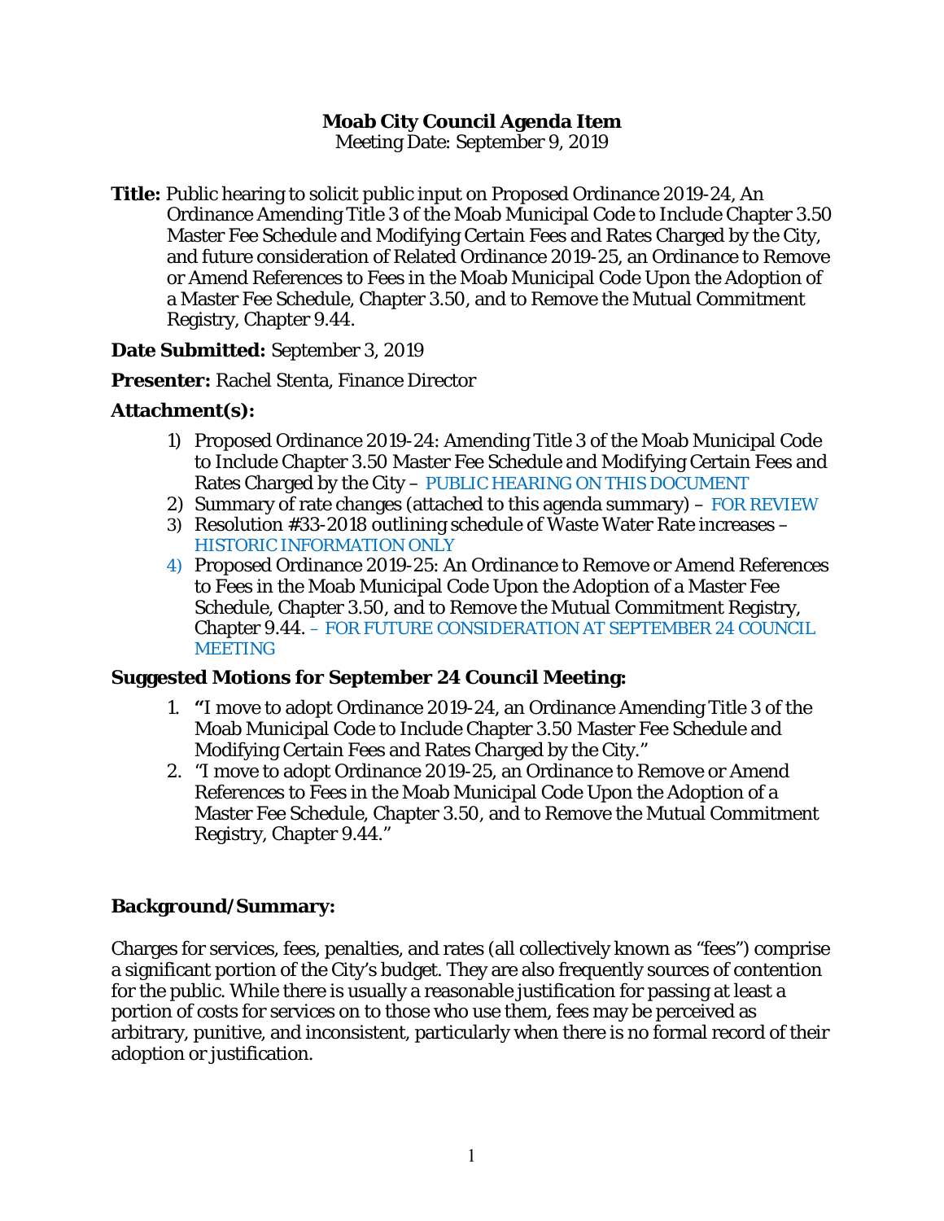**Moab City Council Agenda Item**

Meeting Date: September 9, 2019

**Title:** Public hearing to solicit public input on Proposed Ordinance 2019-24, An Ordinance Amending Title 3 of the Moab Municipal Code to Include Chapter 3.50 Master Fee Schedule and Modifying Certain Fees and Rates Charged by the City, and future consideration of Related Ordinance 2019-25, an Ordinance to Remove or Amend References to Fees in the Moab Municipal Code Upon the Adoption of a Master Fee Schedule, Chapter 3.50, and to Remove the Mutual Commitment Registry, Chapter 9.44.

**Date Submitted:** September 3, 2019

**Presenter:** Rachel Stenta, Finance Director

**Attachment(s):**

1) Proposed Ordinance 2019-24: Amending Title 3 of the Moab Municipal Code to Include Chapter 3.50 Master Fee Schedule and Modifying Certain Fees and Rates Charged by the City – PUBLIC HEARING ON THIS DOCUMENT
2) Summary of rate changes (attached to this agenda summary) – FOR REVIEW
3) Resolution #33-2018 outlining schedule of Waste Water Rate increases – HISTORIC INFORMATION ONLY
4) Proposed Ordinance 2019-25: An Ordinance to Remove or Amend References to Fees in the Moab Municipal Code Upon the Adoption of a Master Fee Schedule, Chapter 3.50, and to Remove the Mutual Commitment Registry, Chapter 9.44. – FOR FUTURE CONSIDERATION AT SEPTEMBER 24 COUNCIL MEETING

**Suggested Motions for September 24 Council Meeting:**

1. **"**I move to adopt Ordinance 2019-24, an Ordinance Amending Title 3 of the Moab Municipal Code to Include Chapter 3.50 Master Fee Schedule and Modifying Certain Fees and Rates Charged by the City."
2. "I move to adopt Ordinance 2019-25, an Ordinance to Remove or Amend References to Fees in the Moab Municipal Code Upon the Adoption of a Master Fee Schedule, Chapter 3.50, and to Remove the Mutual Commitment Registry, Chapter 9.44."

**Background/Summary:**

Charges for services, fees, penalties, and rates (all collectively known as "fees") comprise a significant portion of the City's budget. They are also frequently sources of contention for the public. While there is usually a reasonable justification for passing at least a portion of costs for services on to those who use them, fees may be perceived as arbitrary, punitive, and inconsistent, particularly when there is no formal record of their adoption or justification.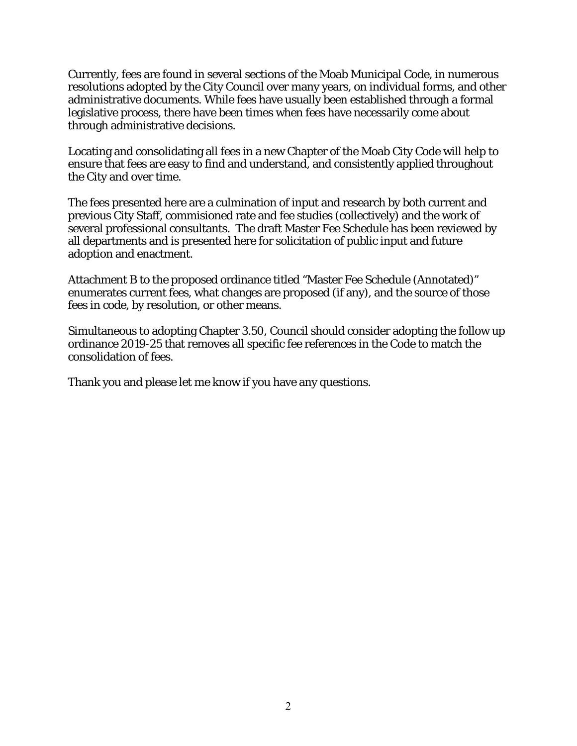Currently, fees are found in several sections of the Moab Municipal Code, in numerous resolutions adopted by the City Council over many years, on individual forms, and other administrative documents. While fees have usually been established through a formal legislative process, there have been times when fees have necessarily come about through administrative decisions.

Locating and consolidating all fees in a new Chapter of the Moab City Code will help to ensure that fees are easy to find and understand, and consistently applied throughout the City and over time.

The fees presented here are a culmination of input and research by both current and previous City Staff, commisioned rate and fee studies (collectively) and the work of several professional consultants. The draft Master Fee Schedule has been reviewed by all departments and is presented here for solicitation of public input and future adoption and enactment.

Attachment B to the proposed ordinance titled "Master Fee Schedule (Annotated)" enumerates current fees, what changes are proposed (if any), and the source of those fees in code, by resolution, or other means.

Simultaneous to adopting Chapter 3.50, Council should consider adopting the follow up ordinance 2019-25 that removes all specific fee references in the Code to match the consolidation of fees.

Thank you and please let me know if you have any questions.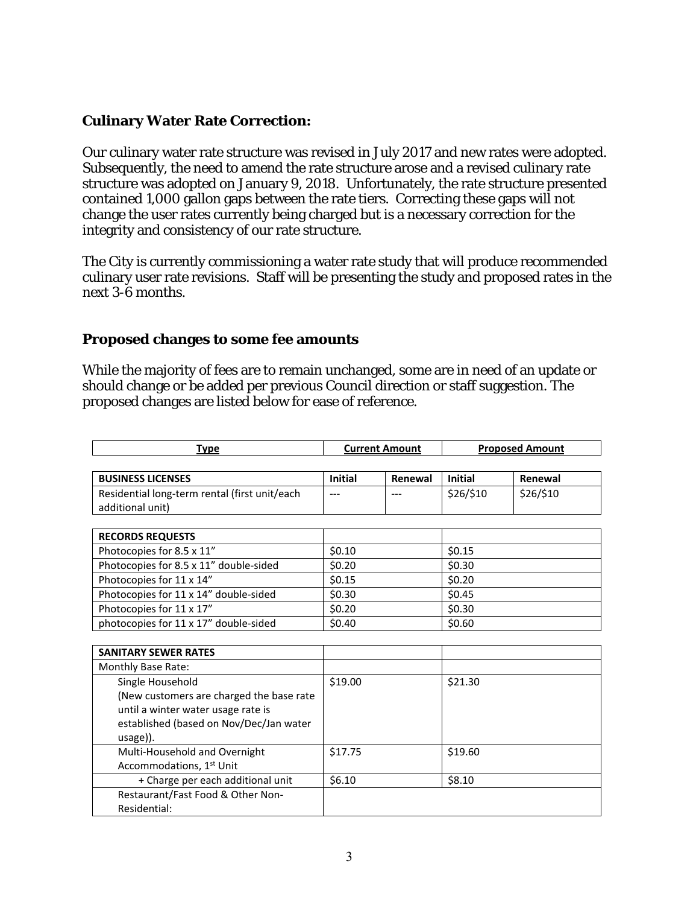### Culinary Water Rate Correction:

Our culinary water rate structure was revised in July 2017 and new rates were adopted. Subsequently, the need to amend the rate structure arose and a revised culinary rate structure was adopted on January 9, 2018. Unfortunately, the rate structure presented contained 1,000 gallon gaps between the rate tiers. Correcting these gaps will not change the user rates currently being charged but is a necessary correction for the integrity and consistency of our rate structure.

The City is currently commissioning a water rate study that will produce recommended culinary user rate revisions. Staff will be presenting the study and proposed rates in the next 3-6 months.

### Proposed changes to some fee amounts

While the majority of fees are to remain unchanged, some are in need of an update or should change or be added per previous Council direction or staff suggestion. The proposed changes are listed below for ease of reference.

| Type | Current Amount | | Proposed Amount | |
|---|---|---|---|---|
| **BUSINESS LICENSES** | **Initial** | **Renewal** | **Initial** | **Renewal** |
| Residential long-term rental (first unit/each additional unit) | --- | --- | $26/$10 | $26/$10 |
| **RECORDS REQUESTS** | | | | |
| Photocopies for 8.5 x 11" | $0.10 | | $0.15 | |
| Photocopies for 8.5 x 11" double-sided | $0.20 | | $0.30 | |
| Photocopies for 11 x 14" | $0.15 | | $0.20 | |
| Photocopies for 11 x 14" double-sided | $0.30 | | $0.45 | |
| Photocopies for 11 x 17" | $0.20 | | $0.30 | |
| photocopies for 11 x 17" double-sided | $0.40 | | $0.60 | |
| **SANITARY SEWER RATES** | | | | |
| Monthly Base Rate: | | | | |
| Single Household (New customers are charged the base rate until a winter water usage rate is established (based on Nov/Dec/Jan water usage)). | $19.00 | | $21.30 | |
| Multi-Household and Overnight Accommodations, 1st Unit | $17.75 | | $19.60 | |
| + Charge per each additional unit | $6.10 | | $8.10 | |
| Restaurant/Fast Food & Other Non-Residential: | | | | |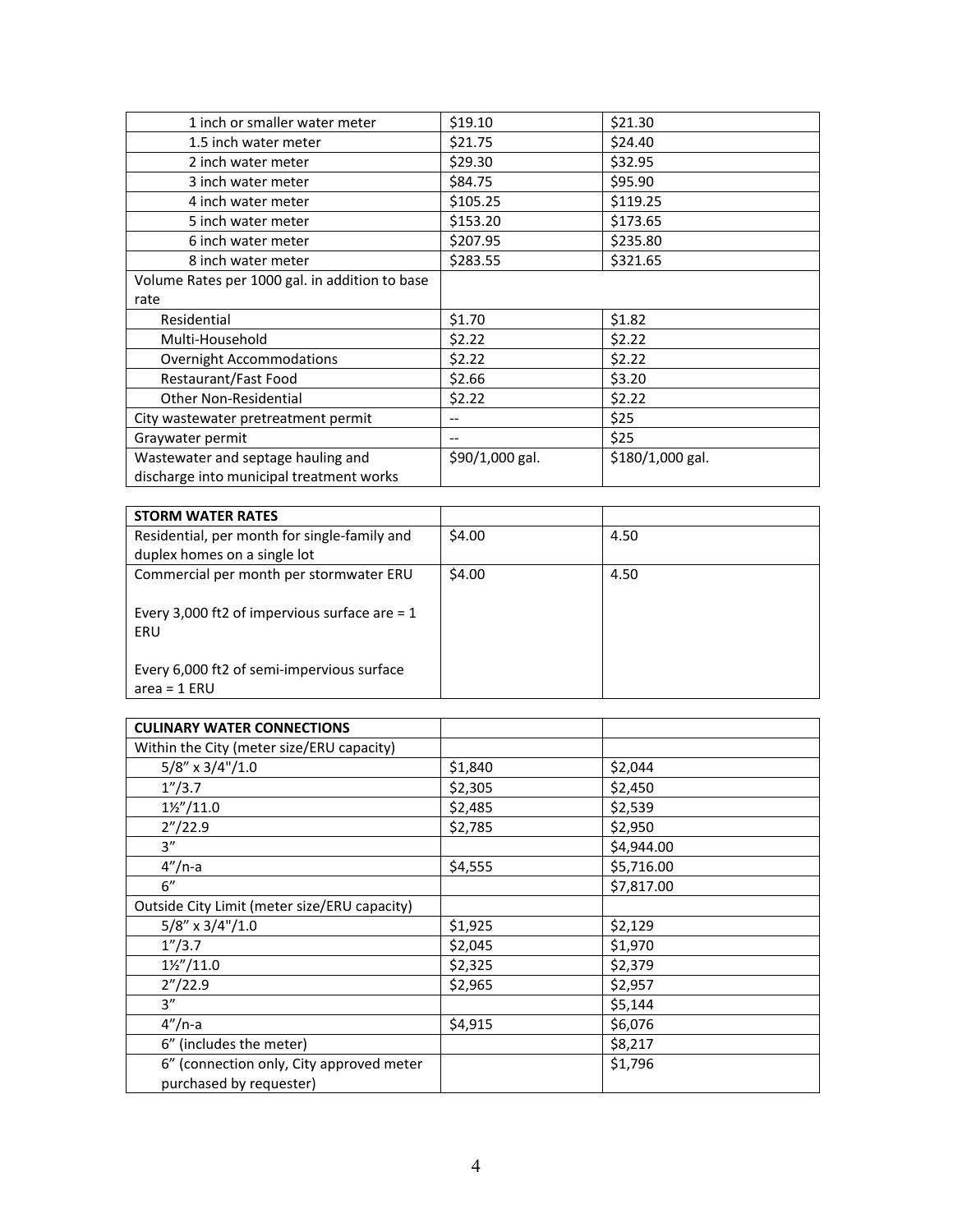| | | |
|---|---|---|
| 1 inch or smaller water meter | $19.10 | $21.30 |
| 1.5 inch water meter | $21.75 | $24.40 |
| 2 inch water meter | $29.30 | $32.95 |
| 3 inch water meter | $84.75 | $95.90 |
| 4 inch water meter | $105.25 | $119.25 |
| 5 inch water meter | $153.20 | $173.65 |
| 6 inch water meter | $207.95 | $235.80 |
| 8 inch water meter | $283.55 | $321.65 |
| Volume Rates per 1000 gal. in addition to base rate | | |
| Residential | $1.70 | $1.82 |
| Multi-Household | $2.22 | $2.22 |
| Overnight Accommodations | $2.22 | $2.22 |
| Restaurant/Fast Food | $2.66 | $3.20 |
| Other Non-Residential | $2.22 | $2.22 |
| City wastewater pretreatment permit | -- | $25 |
| Graywater permit | -- | $25 |
| Wastewater and septage hauling and discharge into municipal treatment works | $90/1,000 gal. | $180/1,000 gal. |

| STORM WATER RATES | | |
|---|---|---|
| Residential, per month for single-family and duplex homes on a single lot | $4.00 | 4.50 |
| Commercial per month per stormwater ERU<br><br>Every 3,000 ft2 of impervious surface are = 1 ERU<br><br>Every 6,000 ft2 of semi-impervious surface area = 1 ERU | $4.00 | 4.50 |

| CULINARY WATER CONNECTIONS | | |
|---|---|---|
| Within the City (meter size/ERU capacity) | | |
| 5/8" x 3/4"/1.0 | $1,840 | $2,044 |
| 1"/3.7 | $2,305 | $2,450 |
| 1½"/11.0 | $2,485 | $2,539 |
| 2"/22.9 | $2,785 | $2,950 |
| 3" | | $4,944.00 |
| 4"/n-a | $4,555 | $5,716.00 |
| 6" | | $7,817.00 |
| Outside City Limit (meter size/ERU capacity) | | |
| 5/8" x 3/4"/1.0 | $1,925 | $2,129 |
| 1"/3.7 | $2,045 | $1,970 |
| 1½"/11.0 | $2,325 | $2,379 |
| 2"/22.9 | $2,965 | $2,957 |
| 3" | | $5,144 |
| 4"/n-a | $4,915 | $6,076 |
| 6" (includes the meter) | | $8,217 |
| 6" (connection only, City approved meter purchased by requester) | | $1,796 |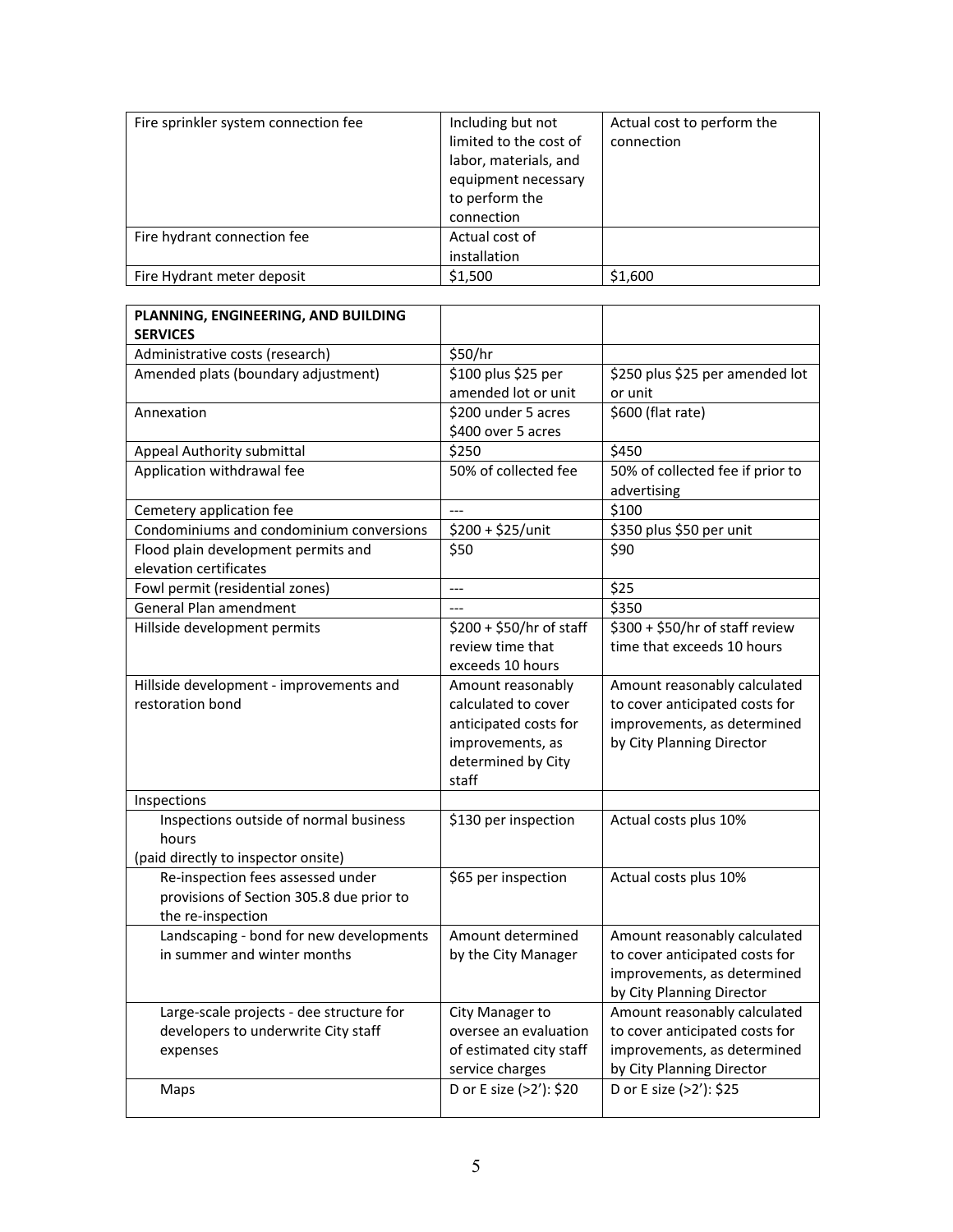| | | |
|---|---|---|
| Fire sprinkler system connection fee | Including but not limited to the cost of labor, materials, and equipment necessary to perform the connection | Actual cost to perform the connection |
| Fire hydrant connection fee | Actual cost of installation | |
| Fire Hydrant meter deposit | $1,500 | $1,600 |

| **PLANNING, ENGINEERING, AND BUILDING SERVICES** | | |
|---|---|---|
| Administrative costs (research) | $50/hr | |
| Amended plats (boundary adjustment) | $100 plus $25 per amended lot or unit | $250 plus $25 per amended lot or unit |
| Annexation | $200 under 5 acres<br>$400 over 5 acres | $600 (flat rate) |
| Appeal Authority submittal | $250 | $450 |
| Application withdrawal fee | 50% of collected fee | 50% of collected fee if prior to advertising |
| Cemetery application fee | --- | $100 |
| Condominiums and condominium conversions | $200 + $25/unit | $350 plus $50 per unit |
| Flood plain development permits and elevation certificates | $50 | $90 |
| Fowl permit (residential zones) | --- | $25 |
| General Plan amendment | --- | $350 |
| Hillside development permits | $200 + $50/hr of staff review time that exceeds 10 hours | $300 + $50/hr of staff review time that exceeds 10 hours |
| Hillside development - improvements and restoration bond | Amount reasonably calculated to cover anticipated costs for improvements, as determined by City staff | Amount reasonably calculated to cover anticipated costs for improvements, as determined by City Planning Director |
| Inspections | | |
| Inspections outside of normal business hours (paid directly to inspector onsite) | $130 per inspection | Actual costs plus 10% |
| Re-inspection fees assessed under provisions of Section 305.8 due prior to the re-inspection | $65 per inspection | Actual costs plus 10% |
| Landscaping - bond for new developments in summer and winter months | Amount determined by the City Manager | Amount reasonably calculated to cover anticipated costs for improvements, as determined by City Planning Director |
| Large-scale projects - dee structure for developers to underwrite City staff expenses | City Manager to oversee an evaluation of estimated city staff service charges | Amount reasonably calculated to cover anticipated costs for improvements, as determined by City Planning Director |
| Maps | D or E size (>2'): $20 | D or E size (>2'): $25 |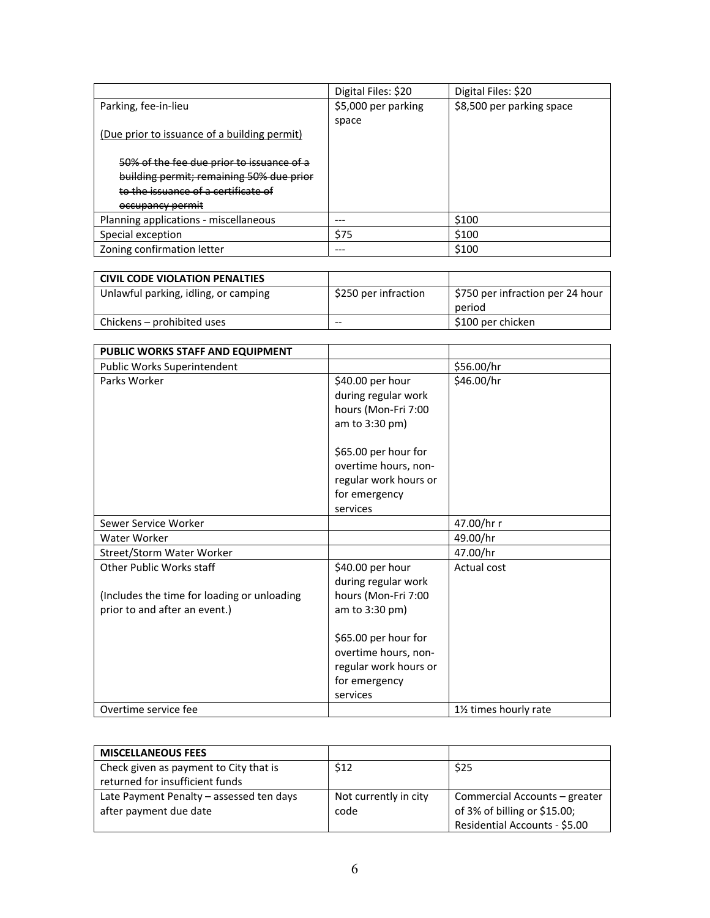| | Digital Files: $20 | Digital Files: $20 |
|---|---|---|
| Parking, fee-in-lieu<br><br><u>(Due prior to issuance of a building permit)</u><br><br>~~50% of the fee due prior to issuance of a building permit; remaining 50% due prior to the issuance of a certificate of occupancy permit~~ | $5,000 per parking space | $8,500 per parking space |
| Planning applications - miscellaneous | --- | $100 |
| Special exception | $75 | $100 |
| Zoning confirmation letter | --- | $100 |

| **CIVIL CODE VIOLATION PENALTIES** | | |
|---|---|---|
| Unlawful parking, idling, or camping | $250 per infraction | $750 per infraction per 24 hour period |
| Chickens – prohibited uses | -- | $100 per chicken |

| **PUBLIC WORKS STAFF AND EQUIPMENT** | | |
|---|---|---|
| Public Works Superintendent | | $56.00/hr |
| Parks Worker | $40.00 per hour during regular work hours (Mon-Fri 7:00 am to 3:30 pm)<br><br>$65.00 per hour for overtime hours, non-regular work hours or for emergency services | $46.00/hr |
| Sewer Service Worker | | 47.00/hr r |
| Water Worker | | 49.00/hr |
| Street/Storm Water Worker | | 47.00/hr |
| Other Public Works staff<br><br>(Includes the time for loading or unloading prior to and after an event.) | $40.00 per hour during regular work hours (Mon-Fri 7:00 am to 3:30 pm)<br><br>$65.00 per hour for overtime hours, non-regular work hours or for emergency services | Actual cost |
| Overtime service fee | | 1½ times hourly rate |

| **MISCELLANEOUS FEES** | | |
|---|---|---|
| Check given as payment to City that is returned for insufficient funds | $12 | $25 |
| Late Payment Penalty – assessed ten days after payment due date | Not currently in city code | Commercial Accounts – greater of 3% of billing or $15.00; Residential Accounts - $5.00 |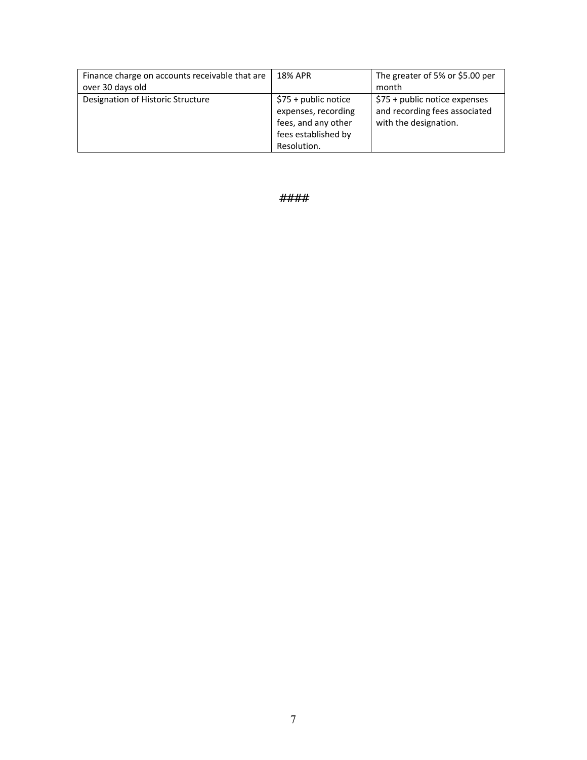| | | |
|---|---|---|
| Finance charge on accounts receivable that are over 30 days old | 18% APR | The greater of 5% or $5.00 per month |
| Designation of Historic Structure | $75 + public notice expenses, recording fees, and any other fees established by Resolution. | $75 + public notice expenses and recording fees associated with the designation. |

####